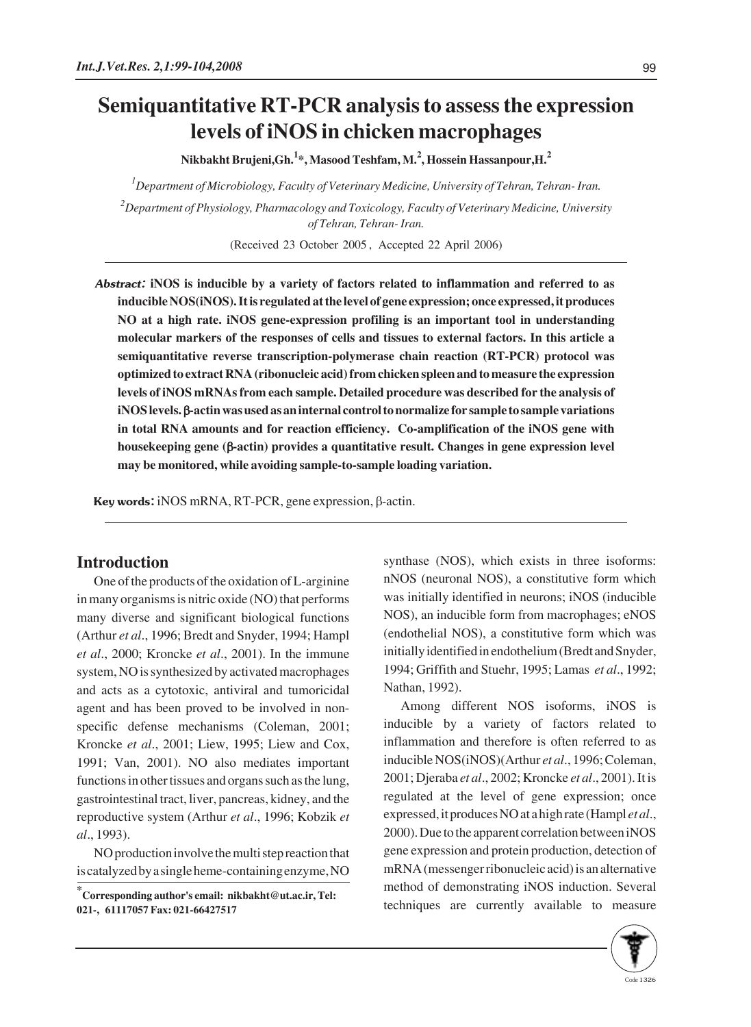# Semiquantitative RT-PCR analysis to assess the expression levels of iNOS in chicken macrophages

**Nikbakht Brujeni,Gh.[1]*, Masood Teshfam, M.[2], Hossein Hassanpour,H.[2]**

[1]*Department of Microbiology, Faculty of Veterinary Medicine, University of Tehran, Tehran- Iran.*

[2]*Department of Physiology, Pharmacology and Toxicology, Faculty of Veterinary Medicine, University of Tehran, Tehran- Iran.*

(Received 23 October 2005 , Accepted 22 April 2006)

***Abstract:*** **iNOS is inducible by a variety of factors related to inflammation and referred to as inducible NOS(iNOS). It is regulated at the level of gene expression; once expressed, it produces NO at a high rate. iNOS gene-expression profiling is an important tool in understanding molecular markers of the responses of cells and tissues to external factors. In this article a semiquantitative reverse transcription-polymerase chain reaction (RT-PCR) protocol was optimized to extract RNA (ribonucleic acid) from chicken spleen and to measure the expression levels of iNOS mRNAs from each sample. Detailed procedure was described for the analysis of iNOS levels. β-actin was used as an internal control to normalize for sample to sample variations in total RNA amounts and for reaction efficiency. Co-amplification of the iNOS gene with housekeeping gene (β-actin) provides a quantitative result. Changes in gene expression level may be monitored, while avoiding sample-to-sample loading variation.**

**Key words:** iNOS mRNA, RT-PCR, gene expression, β-actin.

## Introduction

One of the products of the oxidation of L-arginine in many organisms is nitric oxide (NO) that performs many diverse and significant biological functions (Arthur *et al*., 1996; Bredt and Snyder, 1994; Hampl *et al*., 2000; Kroncke *et al*., 2001). In the immune system, NO is synthesized by activated macrophages and acts as a cytotoxic, antiviral and tumoricidal agent and has been proved to be involved in non-specific defense mechanisms (Coleman, 2001; Kroncke *et al*., 2001; Liew, 1995; Liew and Cox, 1991; Van, 2001). NO also mediates important functions in other tissues and organs such as the lung, gastrointestinal tract, liver, pancreas, kidney, and the reproductive system (Arthur *et al*., 1996; Kobzik *et al*., 1993).

NO production involve the multi step reaction that is catalyzed by a single heme-containing enzyme, NO synthase (NOS), which exists in three isoforms: nNOS (neuronal NOS), a constitutive form which was initially identified in neurons; iNOS (inducible NOS), an inducible form from macrophages; eNOS (endothelial NOS), a constitutive form which was initially identified in endothelium (Bredt and Snyder, 1994; Griffith and Stuehr, 1995; Lamas *et al*., 1992; Nathan, 1992).

Among different NOS isoforms, iNOS is inducible by a variety of factors related to inflammation and therefore is often referred to as inducible NOS(iNOS)(Arthur *et al*., 1996; Coleman, 2001; Djeraba *et al*., 2002; Kroncke *et al*., 2001). It is regulated at the level of gene expression; once expressed, it produces NO at a high rate (Hampl *et al*., 2000). Due to the apparent correlation between iNOS gene expression and protein production, detection of mRNA (messenger ribonucleic acid) is an alternative method of demonstrating iNOS induction. Several techniques are currently available to measure

*Corresponding author's email: nikbakht@ut.ac.ir, Tel: 021-, 61117057 Fax: 021-66427517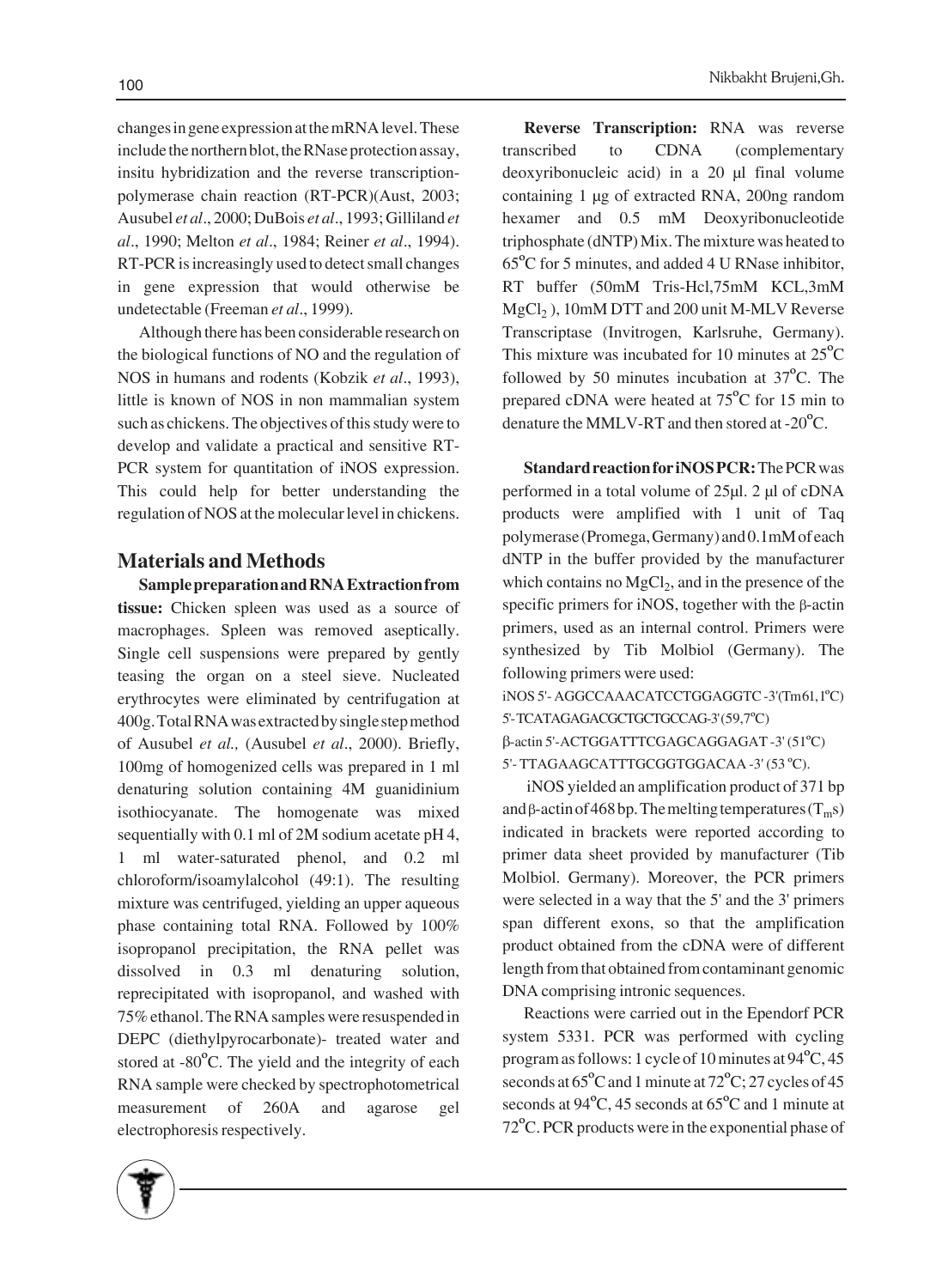changes in gene expression at the mRNA level. These include the northern blot, the RNase protection assay, insitu hybridization and the reverse transcription-polymerase chain reaction (RT-PCR)(Aust, 2003; Ausubel *et al*., 2000; DuBois *et al*., 1993; Gilliland *et al*., 1990; Melton *et al*., 1984; Reiner *et al*., 1994). RT-PCR is increasingly used to detect small changes in gene expression that would otherwise be undetectable (Freeman *et al*., 1999).

Although there has been considerable research on the biological functions of NO and the regulation of NOS in humans and rodents (Kobzik *et al*., 1993), little is known of NOS in non mammalian system such as chickens. The objectives of this study were to develop and validate a practical and sensitive RT-PCR system for quantitation of iNOS expression. This could help for better understanding the regulation of NOS at the molecular level in chickens.

## Materials and Methods

**Sample preparation and RNA Extraction from tissue:** Chicken spleen was used as a source of macrophages. Spleen was removed aseptically. Single cell suspensions were prepared by gently teasing the organ on a steel sieve. Nucleated erythrocytes were eliminated by centrifugation at 400g. Total RNA was extracted by single step method of Ausubel *et al.,* (Ausubel *et al*., 2000). Briefly, 100mg of homogenized cells was prepared in 1 ml denaturing solution containing 4M guanidinium isothiocyanate. The homogenate was mixed sequentially with 0.1 ml of 2M sodium acetate pH 4, 1 ml water-saturated phenol, and 0.2 ml chloroform/isoamylalcohol (49:1). The resulting mixture was centrifuged, yielding an upper aqueous phase containing total RNA. Followed by 100% isopropanol precipitation, the RNA pellet was dissolved in 0.3 ml denaturing solution, reprecipitated with isopropanol, and washed with 75% ethanol. The RNA samples were resuspended in DEPC (diethylpyrocarbonate)- treated water and stored at -80°C. The yield and the integrity of each RNA sample were checked by spectrophotometrical measurement of 260A and agarose gel electrophoresis respectively.

**Reverse Transcription:** RNA was reverse transcribed to CDNA (complementary deoxyribonucleic acid) in a 20 µl final volume containing 1 µg of extracted RNA, 200ng random hexamer and 0.5 mM Deoxyribonucleotide triphosphate (dNTP) Mix. The mixture was heated to 65°C for 5 minutes, and added 4 U RNase inhibitor, RT buffer (50mM Tris-Hcl,75mM KCL,3mM $MgCl_2$ ), 10mM DTT and 200 unit M-MLV Reverse Transcriptase (Invitrogen, Karlsruhe, Germany). This mixture was incubated for 10 minutes at 25°C followed by 50 minutes incubation at 37°C. The prepared cDNA were heated at 75°C for 15 min to denature the MMLV-RT and then stored at -20°C.

**Standard reaction for iNOS PCR:** The PCR was performed in a total volume of 25µl. 2 µl of cDNA products were amplified with 1 unit of Taq polymerase (Promega, Germany) and 0.1mM of each dNTP in the buffer provided by the manufacturer which contains no $MgCl_2$, and in the presence of the specific primers for iNOS, together with the β-actin primers, used as an internal control. Primers were synthesized by Tib Molbiol (Germany). The following primers were used:

iNOS 5'- AGGCCAAACATCCTGGAGGTC -3'(Tm61,1°C)
5'-TCATAGAGACGCTGCTGCCAG-3'(59,7°C)
β-actin 5'-ACTGGATTTCGAGCAGGAGAT -3' (51°C)
5'- TTAGAAGCATTTGCGGTGGACAA -3' (53 °C).

iNOS yielded an amplification product of 371 bp and β-actin of 468 bp. The melting temperatures ($T_m$s) indicated in brackets were reported according to primer data sheet provided by manufacturer (Tib Molbiol. Germany). Moreover, the PCR primers were selected in a way that the 5' and the 3' primers span different exons, so that the amplification product obtained from the cDNA were of different length from that obtained from contaminant genomic DNA comprising intronic sequences.

Reactions were carried out in the Ependorf PCR system 5331. PCR was performed with cycling program as follows: 1 cycle of 10 minutes at 94°C, 45 seconds at 65°C and 1 minute at 72°C; 27 cycles of 45 seconds at 94°C, 45 seconds at 65°C and 1 minute at 72°C. PCR products were in the exponential phase of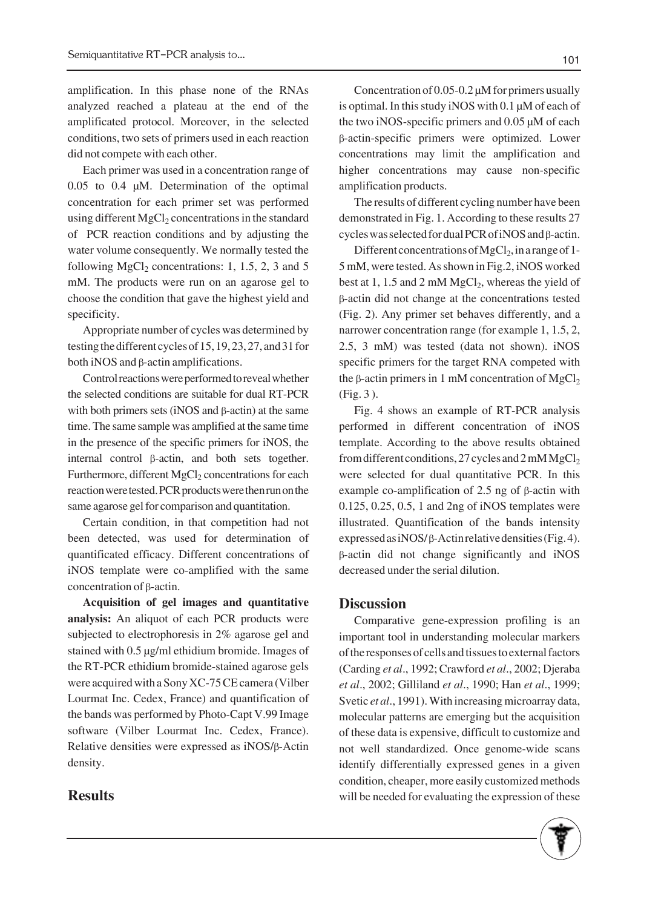amplification. In this phase none of the RNAs analyzed reached a plateau at the end of the amplificated protocol. Moreover, in the selected conditions, two sets of primers used in each reaction did not compete with each other.

Each primer was used in a concentration range of 0.05 to 0.4 µM. Determination of the optimal concentration for each primer set was performed using different $MgCl_2$ concentrations in the standard of PCR reaction conditions and by adjusting the water volume consequently. We normally tested the following $MgCl_2$ concentrations: 1, 1.5, 2, 3 and 5 mM. The products were run on an agarose gel to choose the condition that gave the highest yield and specificity.

Appropriate number of cycles was determined by testing the different cycles of 15, 19, 23, 27, and 31 for both iNOS and β-actin amplifications.

Control reactions were performed to reveal whether the selected conditions are suitable for dual RT-PCR with both primers sets (iNOS and β-actin) at the same time. The same sample was amplified at the same time in the presence of the specific primers for iNOS, the internal control β-actin, and both sets together. Furthermore, different $MgCl_2$ concentrations for each reaction were tested. PCR products were then run on the same agarose gel for comparison and quantitation.

Certain condition, in that competition had not been detected, was used for determination of quantificated efficacy. Different concentrations of iNOS template were co-amplified with the same concentration of β-actin.

**Acquisition of gel images and quantitative analysis:** An aliquot of each PCR products were subjected to electrophoresis in 2% agarose gel and stained with 0.5 µg/ml ethidium bromide. Images of the RT-PCR ethidium bromide-stained agarose gels were acquired with a Sony XC-75 CE camera (Vilber Lourmat Inc. Cedex, France) and quantification of the bands was performed by Photo-Capt V.99 Image software (Vilber Lourmat Inc. Cedex, France). Relative densities were expressed as iNOS/β-Actin density.

## Results

Concentration of 0.05-0.2 µM for primers usually is optimal. In this study iNOS with 0.1 µM of each of the two iNOS-specific primers and 0.05 µM of each β-actin-specific primers were optimized. Lower concentrations may limit the amplification and higher concentrations may cause non-specific amplification products.

The results of different cycling number have been demonstrated in Fig. 1. According to these results 27 cycles was selected for dual PCR of iNOS and β-actin.

Different concentrations of $MgCl_2$, in a range of 1-5 mM, were tested. As shown in Fig.2, iNOS worked best at 1, 1.5 and 2 mM $MgCl_2$, whereas the yield of β-actin did not change at the concentrations tested (Fig. 2). Any primer set behaves differently, and a narrower concentration range (for example 1, 1.5, 2, 2.5, 3 mM) was tested (data not shown). iNOS specific primers for the target RNA competed with the β-actin primers in 1 mM concentration of $MgCl_2$ (Fig. 3 ).

Fig. 4 shows an example of RT-PCR analysis performed in different concentration of iNOS template. According to the above results obtained from different conditions, 27 cycles and 2 mM $MgCl_2$ were selected for dual quantitative PCR. In this example co-amplification of 2.5 ng of β-actin with 0.125, 0.25, 0.5, 1 and 2ng of iNOS templates were illustrated. Quantification of the bands intensity expressed as iNOS/β-Actin relative densities (Fig. 4). β-actin did not change significantly and iNOS decreased under the serial dilution.

## Discussion

Comparative gene-expression profiling is an important tool in understanding molecular markers of the responses of cells and tissues to external factors (Carding *et al*., 1992; Crawford *et al*., 2002; Djeraba *et al*., 2002; Gilliland *et al*., 1990; Han *et al*., 1999; Svetic *et al*., 1991). With increasing microarray data, molecular patterns are emerging but the acquisition of these data is expensive, difficult to customize and not well standardized. Once genome-wide scans identify differentially expressed genes in a given condition, cheaper, more easily customized methods will be needed for evaluating the expression of these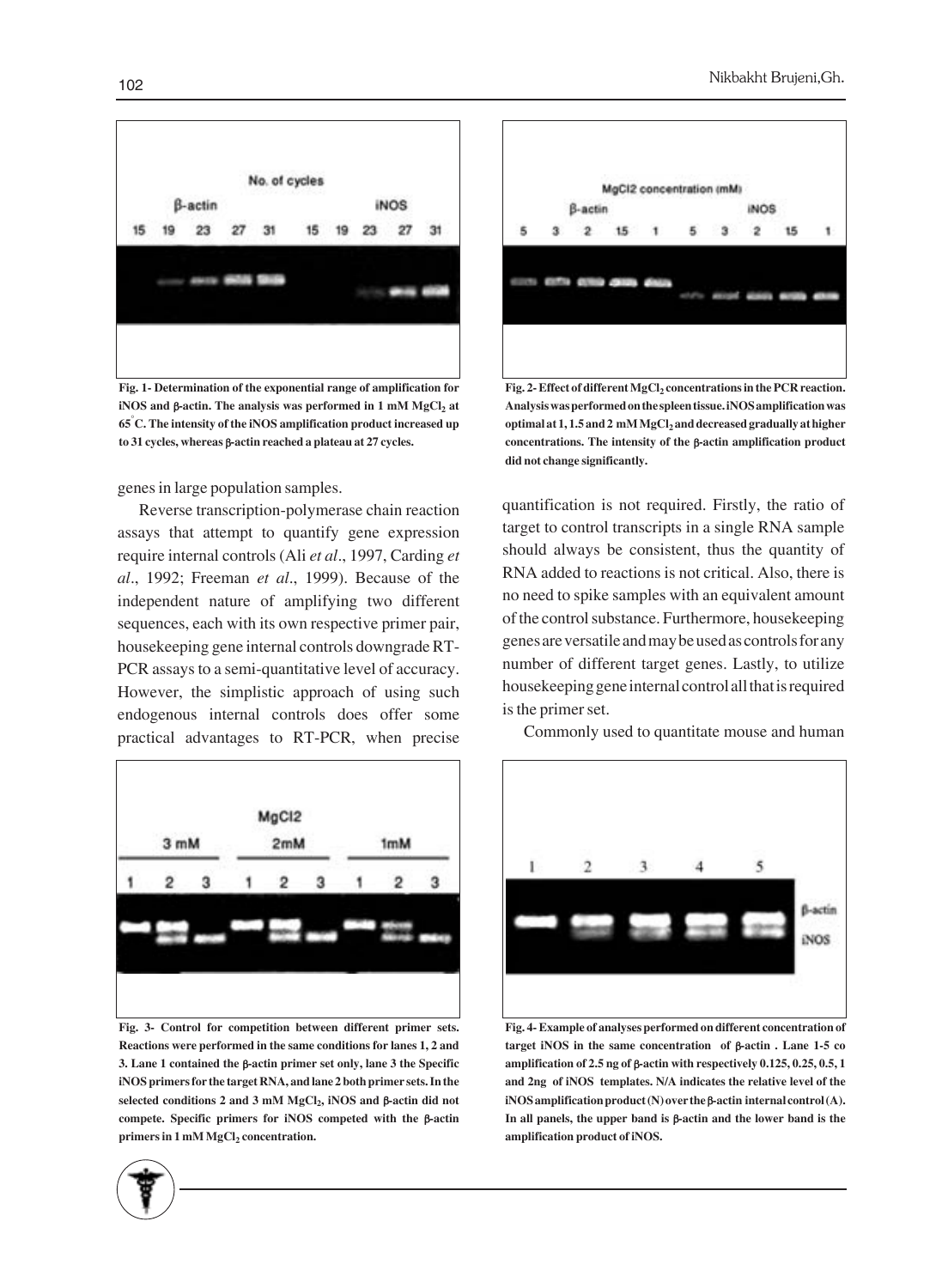**Fig. 1- Determination of the exponential range of amplification for iNOS and β-actin. The analysis was performed in 1 mM $MgCl_2$ at 65° C. The intensity of the iNOS amplification product increased up to 31 cycles, whereas β-actin reached a plateau at 27 cycles.**

**Fig. 2- Effect of different $MgCl_2$ concentrations in the PCR reaction. Analysis was performed on the spleen tissue. iNOS amplification was optimal at 1, 1.5 and 2 mM $MgCl_2$ and decreased gradually at higher concentrations. The intensity of the β-actin amplification product did not change significantly.**

genes in large population samples.

Reverse transcription-polymerase chain reaction assays that attempt to quantify gene expression require internal controls (Ali *et al*., 1997, Carding *et al*., 1992; Freeman *et al*., 1999). Because of the independent nature of amplifying two different sequences, each with its own respective primer pair, housekeeping gene internal controls downgrade RT-PCR assays to a semi-quantitative level of accuracy. However, the simplistic approach of using such endogenous internal controls does offer some practical advantages to RT-PCR, when precise quantification is not required. Firstly, the ratio of target to control transcripts in a single RNA sample should always be consistent, thus the quantity of RNA added to reactions is not critical. Also, there is no need to spike samples with an equivalent amount of the control substance. Furthermore, housekeeping genes are versatile and may be used as controls for any number of different target genes. Lastly, to utilize housekeeping gene internal control all that is required is the primer set.

Commonly used to quantitate mouse and human

**Fig. 3- Control for competition between different primer sets. Reactions were performed in the same conditions for lanes 1, 2 and 3. Lane 1 contained the β-actin primer set only, lane 3 the Specific iNOS primers for the target RNA, and lane 2 both primer sets. In the selected conditions 2 and 3 mM $MgCl_2$, iNOS and β-actin did not compete. Specific primers for iNOS competed with the β-actin primers in 1 mM $MgCl_2$ concentration.**

**Fig. 4- Example of analyses performed on different concentration of target iNOS in the same concentration of β-actin . Lane 1-5 co amplification of 2.5 ng of β-actin with respectively 0.125, 0.25, 0.5, 1 and 2ng of iNOS templates. N/A indicates the relative level of the iNOS amplification product (N) over the β-actin internal control (A). In all panels, the upper band is β-actin and the lower band is the amplification product of iNOS.**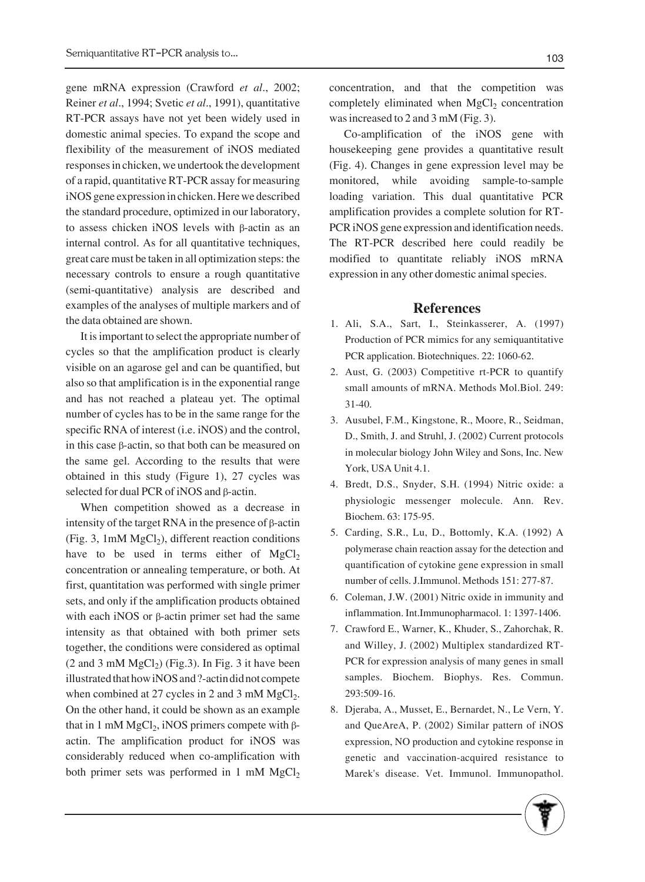gene mRNA expression (Crawford *et al*., 2002; Reiner *et al*., 1994; Svetic *et al*., 1991), quantitative RT-PCR assays have not yet been widely used in domestic animal species. To expand the scope and flexibility of the measurement of iNOS mediated responses in chicken, we undertook the development of a rapid, quantitative RT-PCR assay for measuring iNOS gene expression in chicken. Here we described the standard procedure, optimized in our laboratory, to assess chicken iNOS levels with β-actin as an internal control. As for all quantitative techniques, great care must be taken in all optimization steps: the necessary controls to ensure a rough quantitative (semi-quantitative) analysis are described and examples of the analyses of multiple markers and of the data obtained are shown.

It is important to select the appropriate number of cycles so that the amplification product is clearly visible on an agarose gel and can be quantified, but also so that amplification is in the exponential range and has not reached a plateau yet. The optimal number of cycles has to be in the same range for the specific RNA of interest (i.e. iNOS) and the control, in this case β-actin, so that both can be measured on the same gel. According to the results that were obtained in this study (Figure 1), 27 cycles was selected for dual PCR of iNOS and β-actin.

When competition showed as a decrease in intensity of the target RNA in the presence of β-actin (Fig. 3, 1mM $MgCl_2$), different reaction conditions have to be used in terms either of $MgCl_2$ concentration or annealing temperature, or both. At first, quantitation was performed with single primer sets, and only if the amplification products obtained with each iNOS or β-actin primer set had the same intensity as that obtained with both primer sets together, the conditions were considered as optimal (2 and 3 mM $MgCl_2$) (Fig.3). In Fig. 3 it have been illustrated that how iNOS and ?-actin did not compete when combined at 27 cycles in 2 and 3 mM $MgCl_2$. On the other hand, it could be shown as an example that in 1 mM $MgCl_2$, iNOS primers compete with β-actin. The amplification product for iNOS was considerably reduced when co-amplification with both primer sets was performed in 1 mM $MgCl_2$ concentration, and that the competition was completely eliminated when $MgCl_2$ concentration was increased to 2 and 3 mM (Fig. 3).

Co-amplification of the iNOS gene with housekeeping gene provides a quantitative result (Fig. 4). Changes in gene expression level may be monitored, while avoiding sample-to-sample loading variation. This dual quantitative PCR amplification provides a complete solution for RT-PCR iNOS gene expression and identification needs. The RT-PCR described here could readily be modified to quantitate reliably iNOS mRNA expression in any other domestic animal species.

## References

1. Ali, S.A., Sart, I., Steinkasserer, A. (1997) Production of PCR mimics for any semiquantitative PCR application. Biotechniques. 22: 1060-62.
2. Aust, G. (2003) Competitive rt-PCR to quantify small amounts of mRNA. Methods Mol.Biol. 249: 31-40.
3. Ausubel, F.M., Kingstone, R., Moore, R., Seidman, D., Smith, J. and Struhl, J. (2002) Current protocols in molecular biology John Wiley and Sons, Inc. New York, USA Unit 4.1.
4. Bredt, D.S., Snyder, S.H. (1994) Nitric oxide: a physiologic messenger molecule. Ann. Rev. Biochem. 63: 175-95.
5. Carding, S.R., Lu, D., Bottomly, K.A. (1992) A polymerase chain reaction assay for the detection and quantification of cytokine gene expression in small number of cells. J.Immunol. Methods 151: 277-87.
6. Coleman, J.W. (2001) Nitric oxide in immunity and inflammation. Int.Immunopharmacol. 1: 1397-1406.
7. Crawford E., Warner, K., Khuder, S., Zahorchak, R. and Willey, J. (2002) Multiplex standardized RT-PCR for expression analysis of many genes in small samples. Biochem. Biophys. Res. Commun. 293:509-16.
8. Djeraba, A., Musset, E., Bernardet, N., Le Vern, Y. and QueAreA, P. (2002) Similar pattern of iNOS expression, NO production and cytokine response in genetic and vaccination-acquired resistance to Marek's disease. Vet. Immunol. Immunopathol.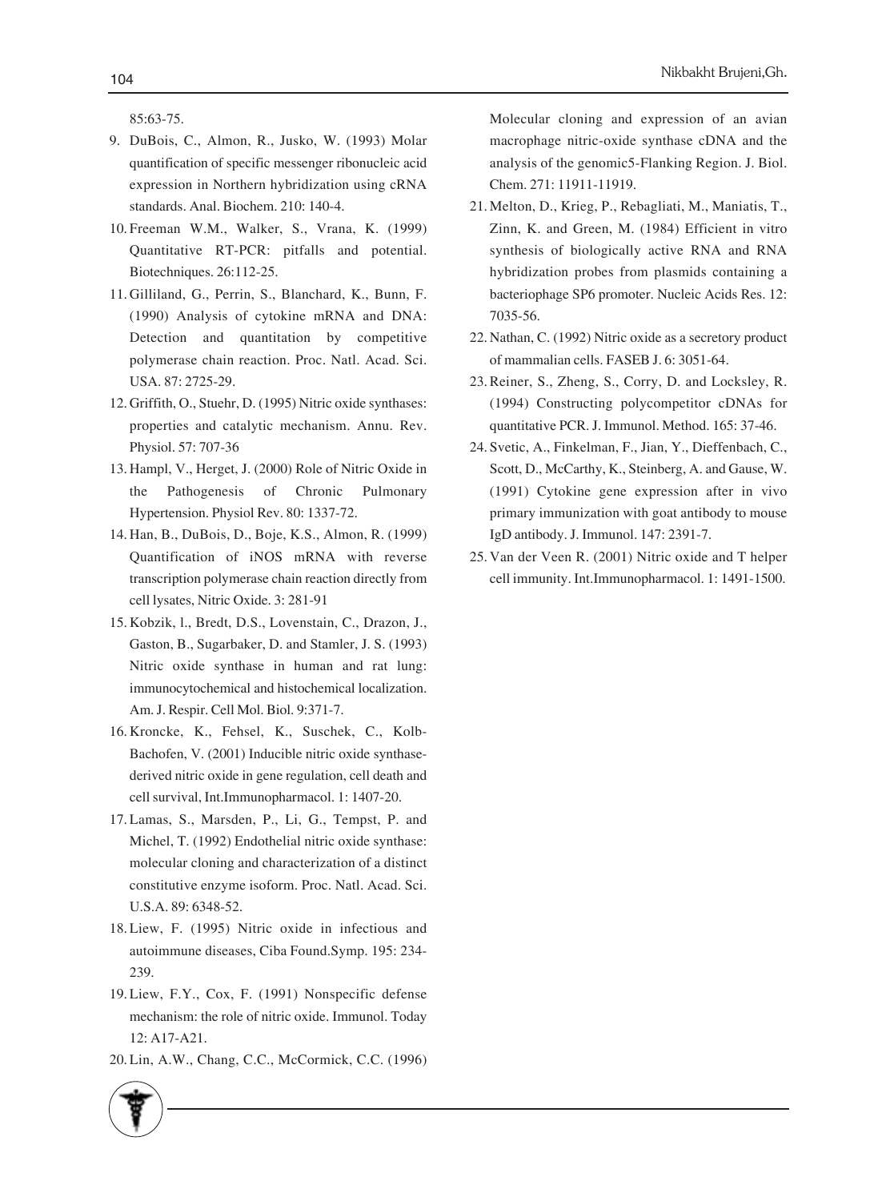85:63-75.

9. DuBois, C., Almon, R., Jusko, W. (1993) Molar quantification of specific messenger ribonucleic acid expression in Northern hybridization using cRNA standards. Anal. Biochem. 210: 140-4.
10. Freeman W.M., Walker, S., Vrana, K. (1999) Quantitative RT-PCR: pitfalls and potential. Biotechniques. 26:112-25.
11. Gilliland, G., Perrin, S., Blanchard, K., Bunn, F. (1990) Analysis of cytokine mRNA and DNA: Detection and quantitation by competitive polymerase chain reaction. Proc. Natl. Acad. Sci. USA. 87: 2725-29.
12. Griffith, O., Stuehr, D. (1995) Nitric oxide synthases: properties and catalytic mechanism. Annu. Rev. Physiol. 57: 707-36
13. Hampl, V., Herget, J. (2000) Role of Nitric Oxide in the Pathogenesis of Chronic Pulmonary Hypertension. Physiol Rev. 80: 1337-72.
14. Han, B., DuBois, D., Boje, K.S., Almon, R. (1999) Quantification of iNOS mRNA with reverse transcription polymerase chain reaction directly from cell lysates, Nitric Oxide. 3: 281-91
15. Kobzik, l., Bredt, D.S., Lovenstain, C., Drazon, J., Gaston, B., Sugarbaker, D. and Stamler, J. S. (1993) Nitric oxide synthase in human and rat lung: immunocytochemical and histochemical localization. Am. J. Respir. Cell Mol. Biol. 9:371-7.
16. Kroncke, K., Fehsel, K., Suschek, C., Kolb-Bachofen, V. (2001) Inducible nitric oxide synthase-derived nitric oxide in gene regulation, cell death and cell survival, Int.Immunopharmacol. 1: 1407-20.
17. Lamas, S., Marsden, P., Li, G., Tempst, P. and Michel, T. (1992) Endothelial nitric oxide synthase: molecular cloning and characterization of a distinct constitutive enzyme isoform. Proc. Natl. Acad. Sci. U.S.A. 89: 6348-52.
18. Liew, F. (1995) Nitric oxide in infectious and autoimmune diseases, Ciba Found.Symp. 195: 234-239.
19. Liew, F.Y., Cox, F. (1991) Nonspecific defense mechanism: the role of nitric oxide. Immunol. Today 12: A17-A21.
20. Lin, A.W., Chang, C.C., McCormick, C.C. (1996) Molecular cloning and expression of an avian macrophage nitric-oxide synthase cDNA and the analysis of the genomic5-Flanking Region. J. Biol. Chem. 271: 11911-11919.
21. Melton, D., Krieg, P., Rebagliati, M., Maniatis, T., Zinn, K. and Green, M. (1984) Efficient in vitro synthesis of biologically active RNA and RNA hybridization probes from plasmids containing a bacteriophage SP6 promoter. Nucleic Acids Res. 12: 7035-56.
22. Nathan, C. (1992) Nitric oxide as a secretory product of mammalian cells. FASEB J. 6: 3051-64.
23. Reiner, S., Zheng, S., Corry, D. and Locksley, R. (1994) Constructing polycompetitor cDNAs for quantitative PCR. J. Immunol. Method. 165: 37-46.
24. Svetic, A., Finkelman, F., Jian, Y., Dieffenbach, C., Scott, D., McCarthy, K., Steinberg, A. and Gause, W. (1991) Cytokine gene expression after in vivo primary immunization with goat antibody to mouse IgD antibody. J. Immunol. 147: 2391-7.
25. Van der Veen R. (2001) Nitric oxide and T helper cell immunity. Int.Immunopharmacol. 1: 1491-1500.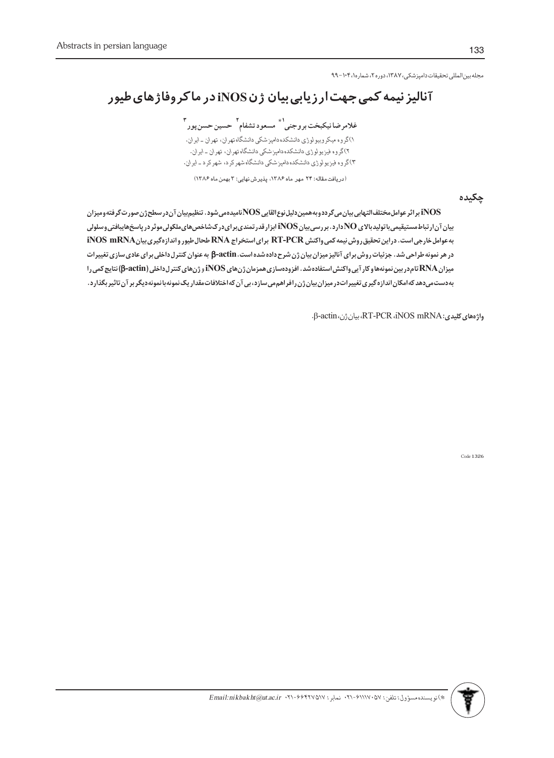# آنالیز نیمه کمی جهت ارزیابی بیان ژن iNOS در ماکروفاژهای طیور

غلامرضا نیکبخت بروجنی[1]* مسعود تشفام[2] حسین حسن پور[3]

۱) گروه میکروبیولوژی دانشکده دامپزشکی دانشگاه تهران، تهران ـ ایران.
۲) گروه فیزیولوژی دانشکده دامپزشکی دانشگاه تهران، تهران ـ ایران.
۳) گروه فیزیولوژی دانشکده دامپزشکی دانشگاه شهرکرد، شهرکرد ـ ایران.

(دریافت مقاله: ۲۴ مهر ماه ۱۳۸۶، پذیرش نهایی: ۳ بهمن ماه ۱۳۸۶)

## چکیده

iNOS بر اثر عوامل مختلف التهابی بیان می‌گردد و به همین دلیل نوع القایی NOS نامیده می‌شود. تنظیم بیان آن در سطح ژن صورت گرفته و میزان بیان آن ارتباط مستقیمی با تولید بالای NO دارد. بررسی بیان iNOS ابزار قدرتمندی برای درک شاخص‌های ملکولی موثر در پاسخ‌های بافتی و سلولی به عوامل خارجی است. در این تحقیق روش نیمه کمی واکنش RT-PCR برای استخراج RNA طحال طیور و اندازه‌گیری بیان iNOS mRNA در هر نمونه طراحی شد. جزئیات روش برای آنالیز میزان بیان ژن شرح داده شده است. β-actin به عنوان کنترل داخلی برای عادی سازی تغییرات میزان RNA تام در بین نمونه‌ها و کار آیی واکنش استفاده شد. افزوده‌سازی همزمان ژن‌های iNOS و ژن‌های کنترل داخلی (β-actin) نتایج کمی را به دست می‌دهد که امکان اندازه گیری تغییرات در میزان بیان ژن را فراهم می‌سازد، بی آن که اختلافات مقدار یک نمونه با نمونه دیگر بر آن تاثیر بگذارد.

**واژه‌های کلیدی:** iNOS mRNA، RT-PCR، بیان ژن، β-actin.

Code 1326

*) نویسنده مسؤول: تلفن: ۶۱۱۱۷۰۵۷-۰۲۱ نمابر: ۶۶۴۲۷۵۱۷-۰۲۱ Email: nikbakht@ut.ac.ir